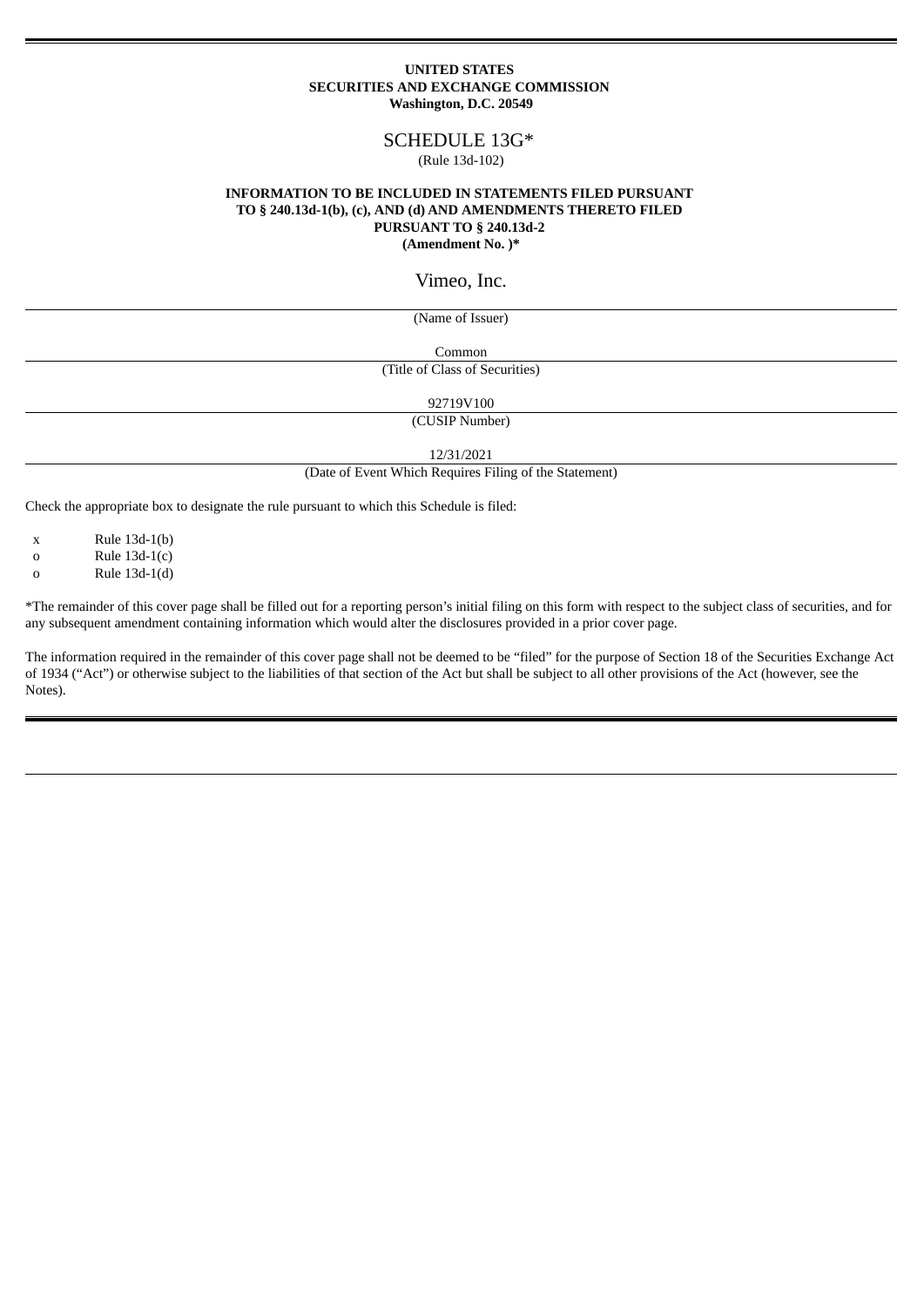**UNITED STATES**
**SECURITIES AND EXCHANGE COMMISSION**
**Washington, D.C. 20549**

# SCHEDULE 13G*

(Rule 13d-102)

**INFORMATION TO BE INCLUDED IN STATEMENTS FILED PURSUANT TO § 240.13d-1(b), (c), AND (d) AND AMENDMENTS THERETO FILED PURSUANT TO § 240.13d-2**
**(Amendment No. )***

## Vimeo, Inc.

(Name of Issuer)

Common

(Title of Class of Securities)

92719V100

(CUSIP Number)

12/31/2021

(Date of Event Which Requires Filing of the Statement)

Check the appropriate box to designate the rule pursuant to which this Schedule is filed:

x Rule 13d-1(b)
o Rule 13d-1(c)
o Rule 13d-1(d)

*The remainder of this cover page shall be filled out for a reporting person's initial filing on this form with respect to the subject class of securities, and for any subsequent amendment containing information which would alter the disclosures provided in a prior cover page.

The information required in the remainder of this cover page shall not be deemed to be "filed" for the purpose of Section 18 of the Securities Exchange Act of 1934 ("Act") or otherwise subject to the liabilities of that section of the Act but shall be subject to all other provisions of the Act (however, see the Notes).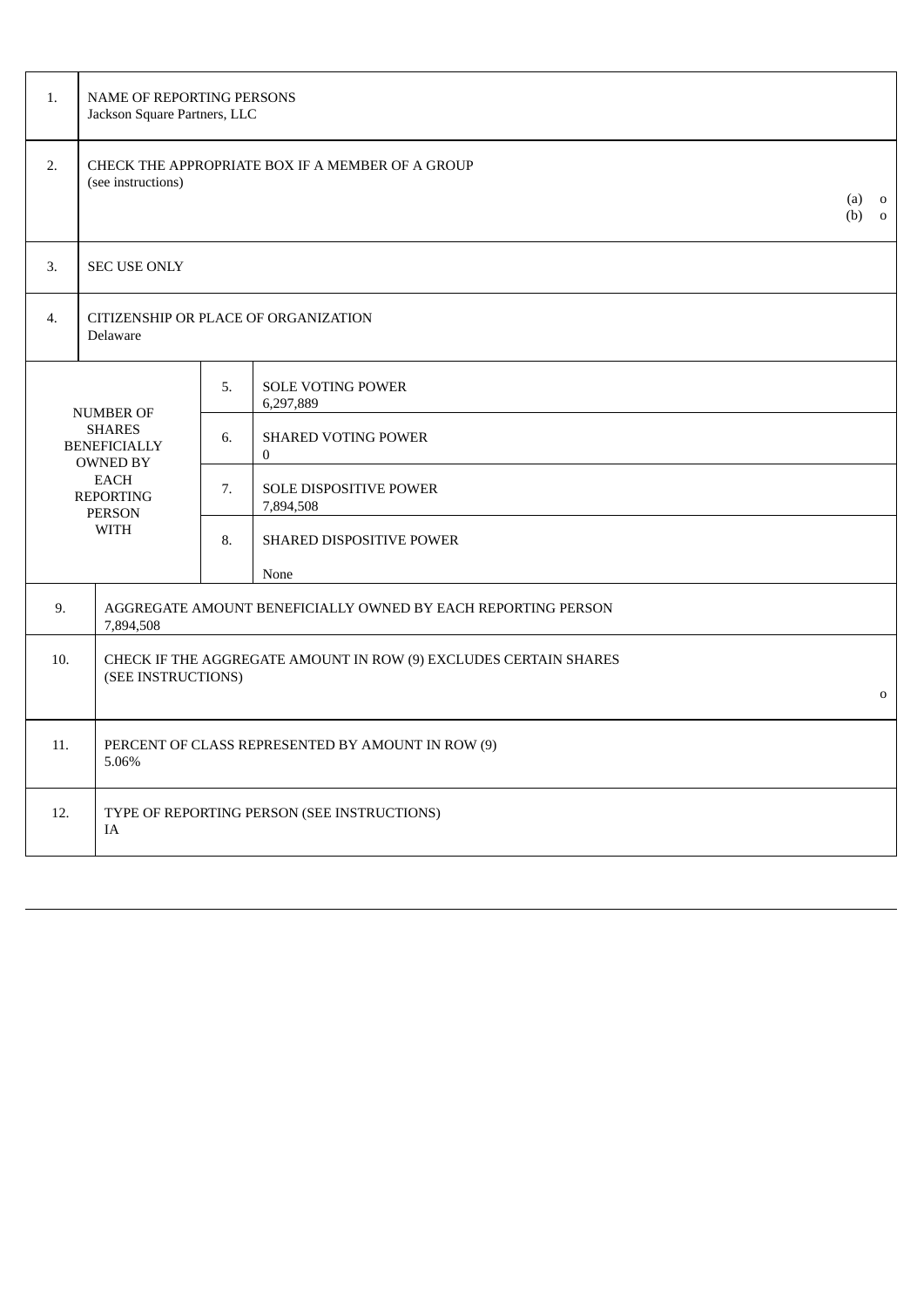| | |
|---|---|
| 1. | NAME OF REPORTING PERSONS<br>Jackson Square Partners, LLC |
| 2. | CHECK THE APPROPRIATE BOX IF A MEMBER OF A GROUP<br>(see instructions)<br>(a) o<br>(b) o |
| 3. | SEC USE ONLY |
| 4. | CITIZENSHIP OR PLACE OF ORGANIZATION<br>Delaware |

| NUMBER OF SHARES BENEFICIALLY OWNED BY EACH REPORTING PERSON WITH | | |
|---|---|---|
| | 5. | SOLE VOTING POWER<br>6,297,889 |
| | 6. | SHARED VOTING POWER<br>0 |
| | 7. | SOLE DISPOSITIVE POWER<br>7,894,508 |
| | 8. | SHARED DISPOSITIVE POWER<br>None |

| | |
|---|---|
| 9. | AGGREGATE AMOUNT BENEFICIALLY OWNED BY EACH REPORTING PERSON<br>7,894,508 |
| 10. | CHECK IF THE AGGREGATE AMOUNT IN ROW (9) EXCLUDES CERTAIN SHARES<br>(SEE INSTRUCTIONS)<br>o |
| 11. | PERCENT OF CLASS REPRESENTED BY AMOUNT IN ROW (9)<br>5.06% |
| 12. | TYPE OF REPORTING PERSON (SEE INSTRUCTIONS)<br>IA |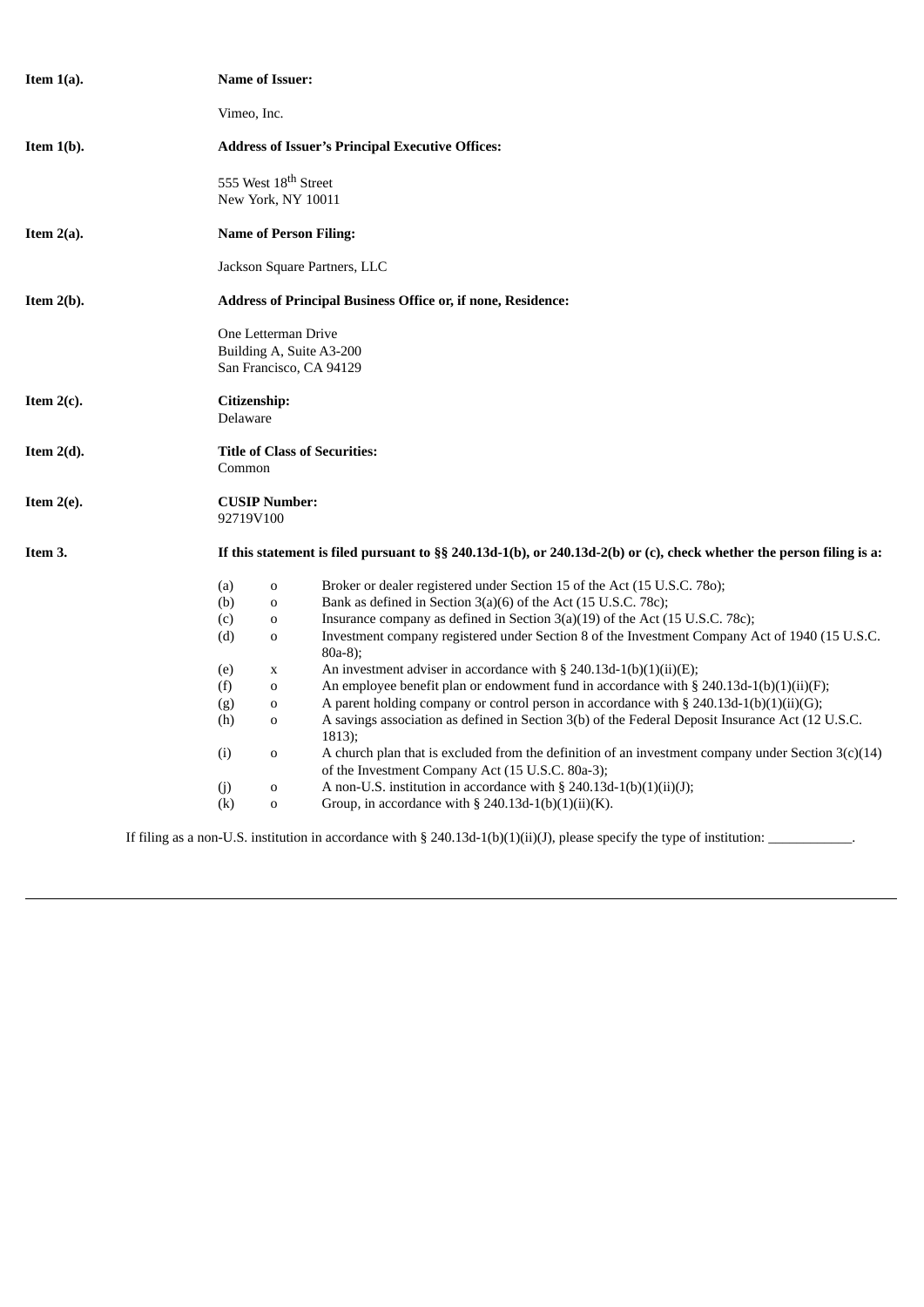**Item 1(a).** **Name of Issuer:**

Vimeo, Inc.

**Item 1(b).** **Address of Issuer's Principal Executive Offices:**

555 West 18th Street
New York, NY 10011

**Item 2(a).** **Name of Person Filing:**

Jackson Square Partners, LLC

**Item 2(b).** **Address of Principal Business Office or, if none, Residence:**

One Letterman Drive
Building A, Suite A3-200
San Francisco, CA 94129

**Item 2(c).** **Citizenship:**
Delaware

**Item 2(d).** **Title of Class of Securities:**
Common

**Item 2(e).** **CUSIP Number:**
92719V100

**Item 3.** **If this statement is filed pursuant to §§ 240.13d-1(b), or 240.13d-2(b) or (c), check whether the person filing is a:**

(a) o Broker or dealer registered under Section 15 of the Act (15 U.S.C. 78o);
(b) o Bank as defined in Section 3(a)(6) of the Act (15 U.S.C. 78c);
(c) o Insurance company as defined in Section 3(a)(19) of the Act (15 U.S.C. 78c);
(d) o Investment company registered under Section 8 of the Investment Company Act of 1940 (15 U.S.C. 80a-8);
(e) x An investment adviser in accordance with § 240.13d-1(b)(1)(ii)(E);
(f) o An employee benefit plan or endowment fund in accordance with § 240.13d-1(b)(1)(ii)(F);
(g) o A parent holding company or control person in accordance with § 240.13d-1(b)(1)(ii)(G);
(h) o A savings association as defined in Section 3(b) of the Federal Deposit Insurance Act (12 U.S.C. 1813);
(i) o A church plan that is excluded from the definition of an investment company under Section 3(c)(14) of the Investment Company Act (15 U.S.C. 80a-3);
(j) o A non-U.S. institution in accordance with § 240.13d-1(b)(1)(ii)(J);
(k) o Group, in accordance with § 240.13d-1(b)(1)(ii)(K).

If filing as a non-U.S. institution in accordance with § 240.13d-1(b)(1)(ii)(J), please specify the type of institution: ____________.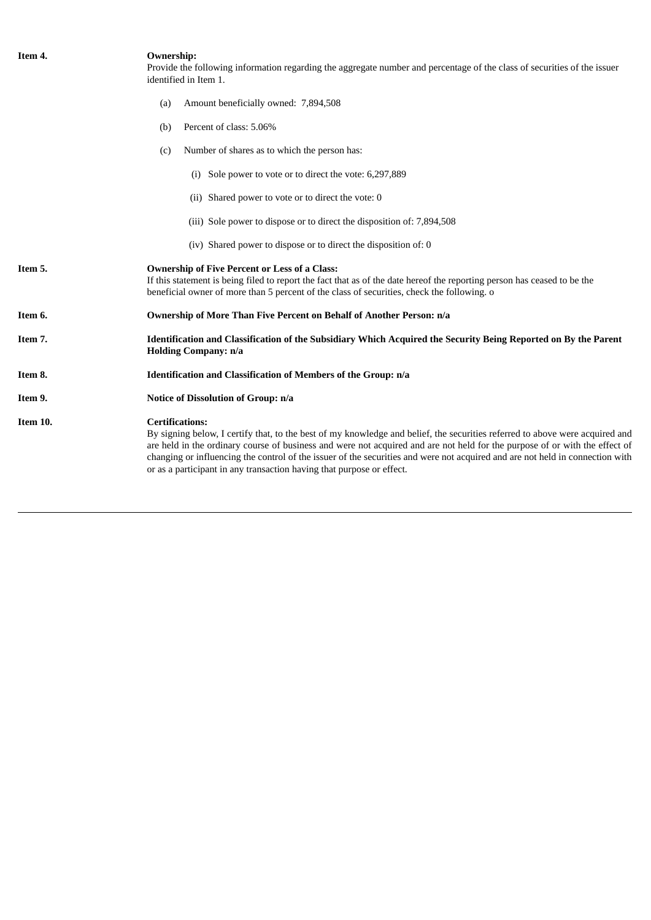**Item 4.** **Ownership:**

Provide the following information regarding the aggregate number and percentage of the class of securities of the issuer identified in Item 1.

(a) Amount beneficially owned: 7,894,508

(b) Percent of class: 5.06%

(c) Number of shares as to which the person has:

(i) Sole power to vote or to direct the vote: 6,297,889

(ii) Shared power to vote or to direct the vote: 0

(iii) Sole power to dispose or to direct the disposition of: 7,894,508

(iv) Shared power to dispose or to direct the disposition of: 0

**Item 5.** **Ownership of Five Percent or Less of a Class:**

If this statement is being filed to report the fact that as of the date hereof the reporting person has ceased to be the beneficial owner of more than 5 percent of the class of securities, check the following. o

**Item 6.** **Ownership of More Than Five Percent on Behalf of Another Person: n/a**

**Item 7.** **Identification and Classification of the Subsidiary Which Acquired the Security Being Reported on By the Parent Holding Company: n/a**

**Item 8.** **Identification and Classification of Members of the Group: n/a**

**Item 9.** **Notice of Dissolution of Group: n/a**

**Item 10.** **Certifications:**

By signing below, I certify that, to the best of my knowledge and belief, the securities referred to above were acquired and are held in the ordinary course of business and were not acquired and are not held for the purpose of or with the effect of changing or influencing the control of the issuer of the securities and were not acquired and are not held in connection with or as a participant in any transaction having that purpose or effect.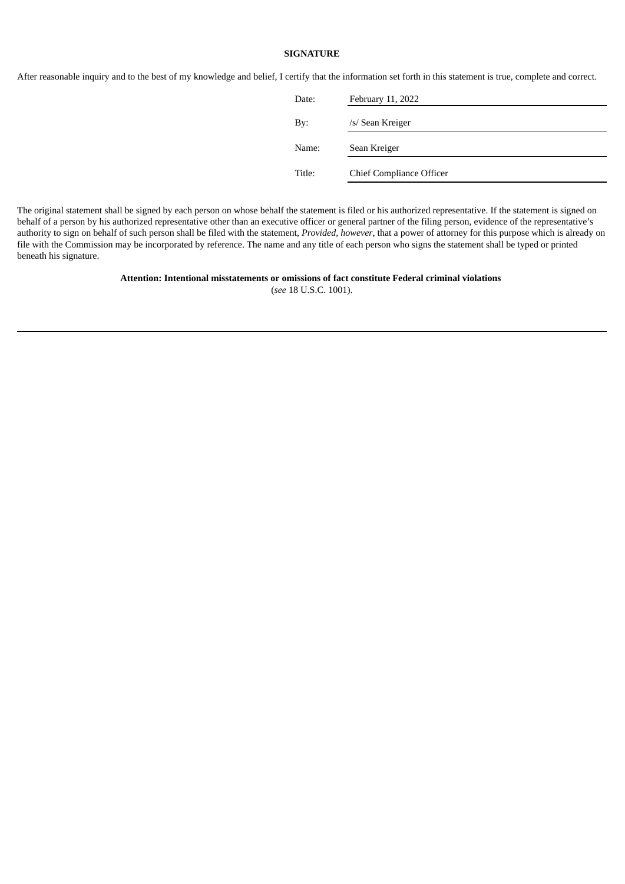**SIGNATURE**

After reasonable inquiry and to the best of my knowledge and belief, I certify that the information set forth in this statement is true, complete and correct.

| | |
|---|---|
| Date: | February 11, 2022 |
| By: | /s/ Sean Kreiger |
| Name: | Sean Kreiger |
| Title: | Chief Compliance Officer |

The original statement shall be signed by each person on whose behalf the statement is filed or his authorized representative. If the statement is signed on behalf of a person by his authorized representative other than an executive officer or general partner of the filing person, evidence of the representative's authority to sign on behalf of such person shall be filed with the statement, *Provided, however*, that a power of attorney for this purpose which is already on file with the Commission may be incorporated by reference. The name and any title of each person who signs the statement shall be typed or printed beneath his signature.

**Attention: Intentional misstatements or omissions of fact constitute Federal criminal violations**
(*see* 18 U.S.C. 1001).